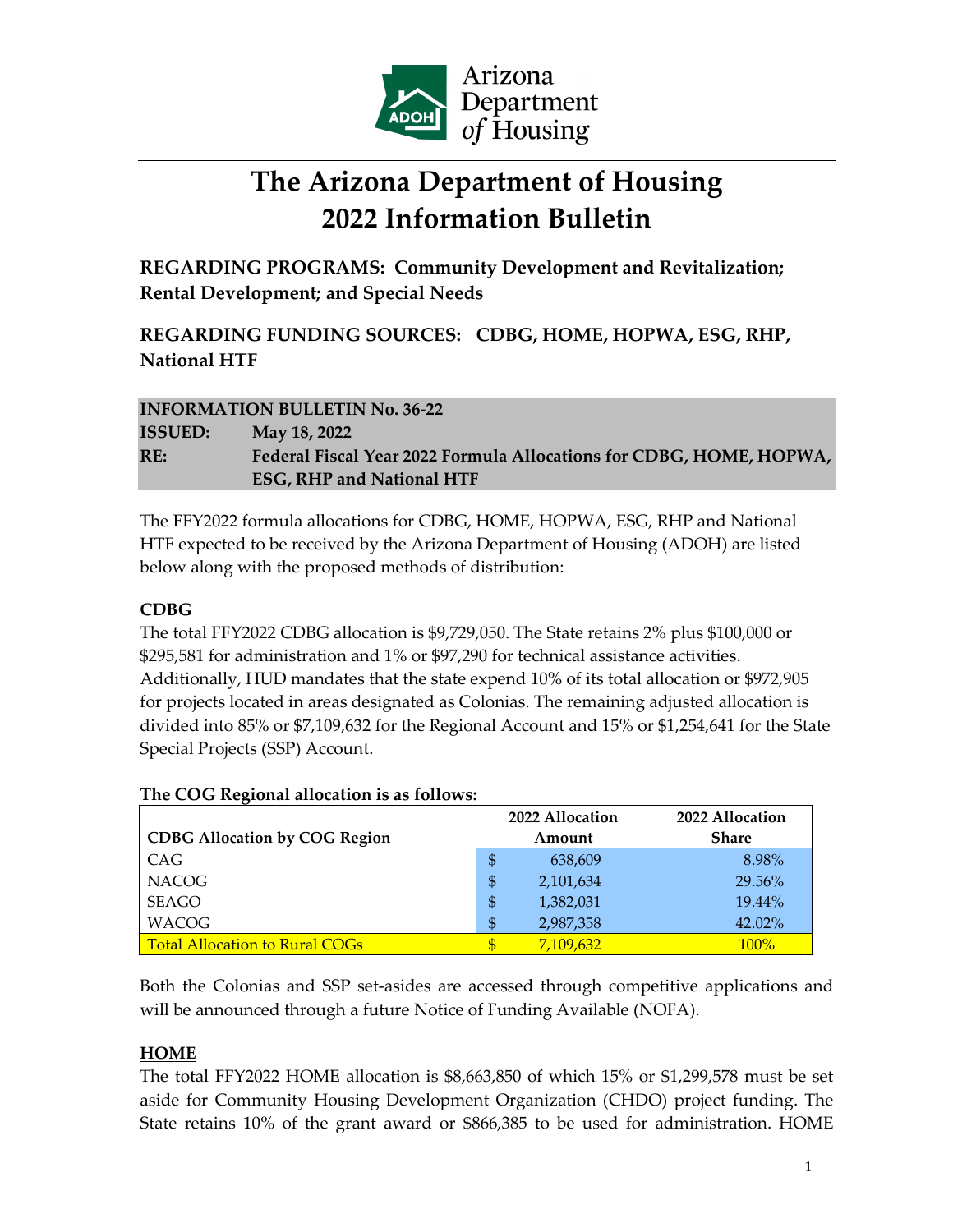# The Arizona Department of Housing 2022 Information Bulletin

**REGARDING PROGRAMS: Community Development and Revitalization; Rental Development; and Special Needs**

**REGARDING FUNDING SOURCES: CDBG, HOME, HOPWA, ESG, RHP, National HTF**

**INFORMATION BULLETIN No. 36-22**
**ISSUED:** May 18, 2022
**RE:** Federal Fiscal Year 2022 Formula Allocations for CDBG, HOME, HOPWA, ESG, RHP and National HTF

The FFY2022 formula allocations for CDBG, HOME, HOPWA, ESG, RHP and National HTF expected to be received by the Arizona Department of Housing (ADOH) are listed below along with the proposed methods of distribution:

## CDBG

The total FFY2022 CDBG allocation is $9,729,050. The State retains 2% plus $100,000 or $295,581 for administration and 1% or $97,290 for technical assistance activities. Additionally, HUD mandates that the state expend 10% of its total allocation or $972,905 for projects located in areas designated as Colonias. The remaining adjusted allocation is divided into 85% or $7,109,632 for the Regional Account and 15% or $1,254,641 for the State Special Projects (SSP) Account.

**The COG Regional allocation is as follows:**

| CDBG Allocation by COG Region | 2022 Allocation Amount | 2022 Allocation Share |
|---|---|---|
| CAG | $ 638,609 | 8.98% |
| NACOG | $ 2,101,634 | 29.56% |
| SEAGO | $ 1,382,031 | 19.44% |
| WACOG | $ 2,987,358 | 42.02% |
| Total Allocation to Rural COGs | $ 7,109,632 | 100% |

Both the Colonias and SSP set-asides are accessed through competitive applications and will be announced through a future Notice of Funding Available (NOFA).

## HOME

The total FFY2022 HOME allocation is $8,663,850 of which 15% or $1,299,578 must be set aside for Community Housing Development Organization (CHDO) project funding. The State retains 10% of the grant award or $866,385 to be used for administration. HOME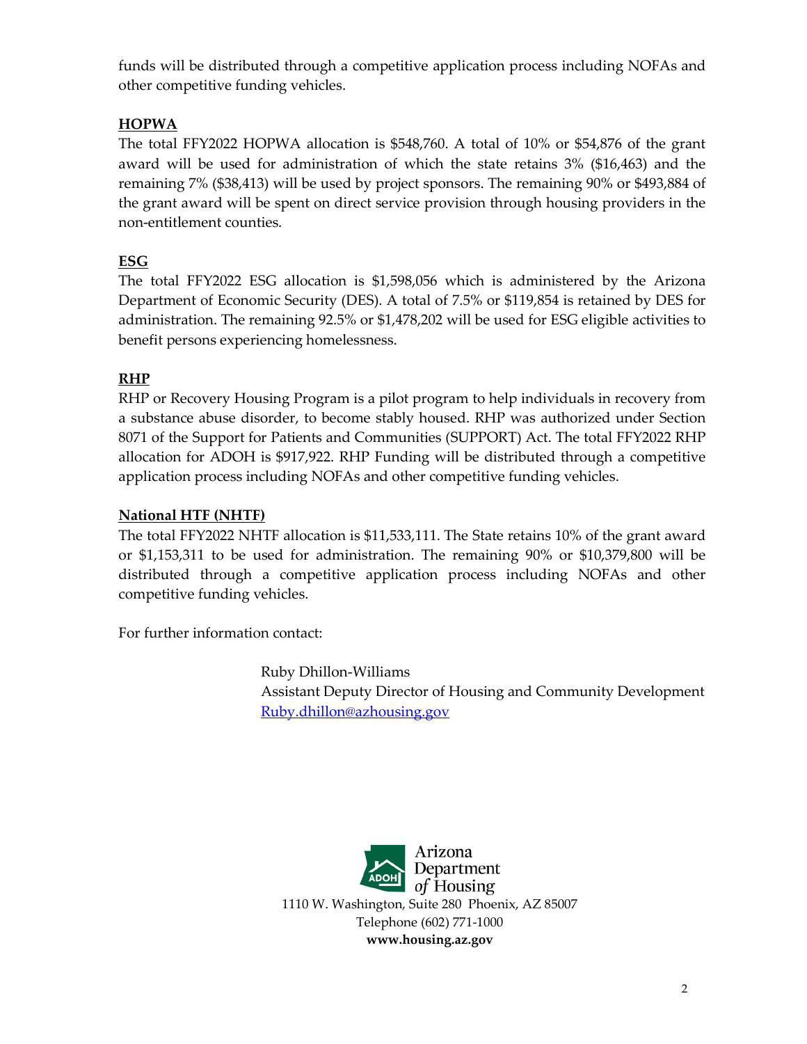funds will be distributed through a competitive application process including NOFAs and other competitive funding vehicles.

**HOPWA**

The total FFY2022 HOPWA allocation is $548,760. A total of 10% or $54,876 of the grant award will be used for administration of which the state retains 3% ($16,463) and the remaining 7% ($38,413) will be used by project sponsors. The remaining 90% or $493,884 of the grant award will be spent on direct service provision through housing providers in the non-entitlement counties.

**ESG**

The total FFY2022 ESG allocation is $1,598,056 which is administered by the Arizona Department of Economic Security (DES). A total of 7.5% or $119,854 is retained by DES for administration. The remaining 92.5% or $1,478,202 will be used for ESG eligible activities to benefit persons experiencing homelessness.

**RHP**

RHP or Recovery Housing Program is a pilot program to help individuals in recovery from a substance abuse disorder, to become stably housed. RHP was authorized under Section 8071 of the Support for Patients and Communities (SUPPORT) Act. The total FFY2022 RHP allocation for ADOH is $917,922. RHP Funding will be distributed through a competitive application process including NOFAs and other competitive funding vehicles.

**National HTF (NHTF)**

The total FFY2022 NHTF allocation is $11,533,111. The State retains 10% of the grant award or $1,153,311 to be used for administration. The remaining 90% or $10,379,800 will be distributed through a competitive application process including NOFAs and other competitive funding vehicles.

For further information contact:

Ruby Dhillon-Williams
Assistant Deputy Director of Housing and Community Development
Ruby.dhillon@azhousing.gov

Arizona Department of Housing
1110 W. Washington, Suite 280 Phoenix, AZ 85007
Telephone (602) 771-1000
**www.housing.az.gov**